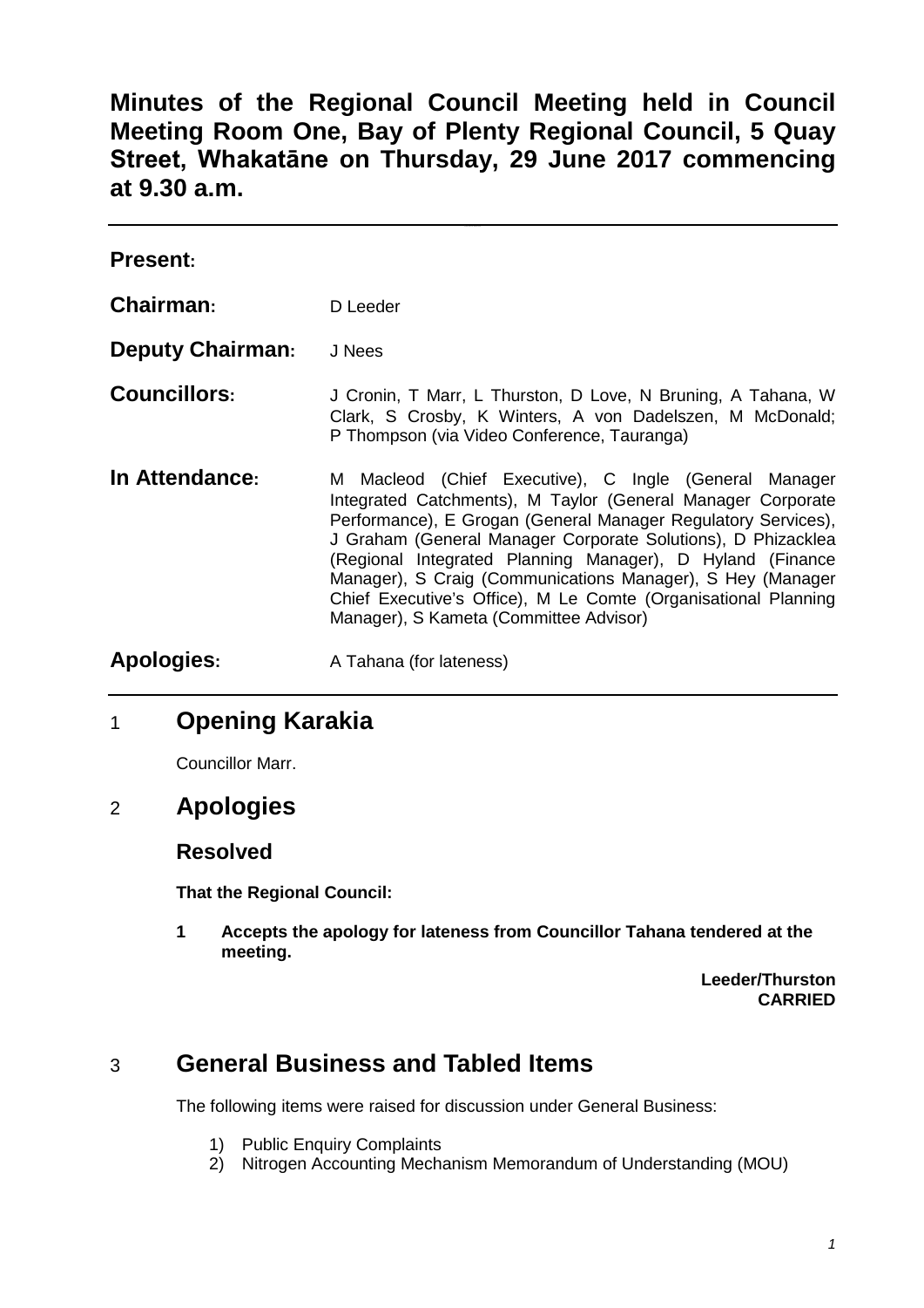# Minutes of the Regional Council Meeting held in Council Meeting Room One, Bay of Plenty Regional Council, 5 Quay Street, Whakatāne on Thursday, 29 June 2017 commencing at 9.30 a.m.

---

**Present:**

| | |
|---|---|
| **Chairman:** | D Leeder |
| **Deputy Chairman:** | J Nees |
| **Councillors:** | J Cronin, T Marr, L Thurston, D Love, N Bruning, A Tahana, W Clark, S Crosby, K Winters, A von Dadelszen, M McDonald; P Thompson (via Video Conference, Tauranga) |
| **In Attendance:** | M Macleod (Chief Executive), C Ingle (General Manager Integrated Catchments), M Taylor (General Manager Corporate Performance), E Grogan (General Manager Regulatory Services), J Graham (General Manager Corporate Solutions), D Phizacklea (Regional Integrated Planning Manager), D Hyland (Finance Manager), S Craig (Communications Manager), S Hey (Manager Chief Executive's Office), M Le Comte (Organisational Planning Manager), S Kameta (Committee Advisor) |
| **Apologies:** | A Tahana (for lateness) |

---

## 1 Opening Karakia

Councillor Marr.

## 2 Apologies

### Resolved

**That the Regional Council:**

**1 Accepts the apology for lateness from Councillor Tahana tendered at the meeting.**

**Leeder/Thurston**
**CARRIED**

## 3 General Business and Tabled Items

The following items were raised for discussion under General Business:

1) Public Enquiry Complaints
2) Nitrogen Accounting Mechanism Memorandum of Understanding (MOU)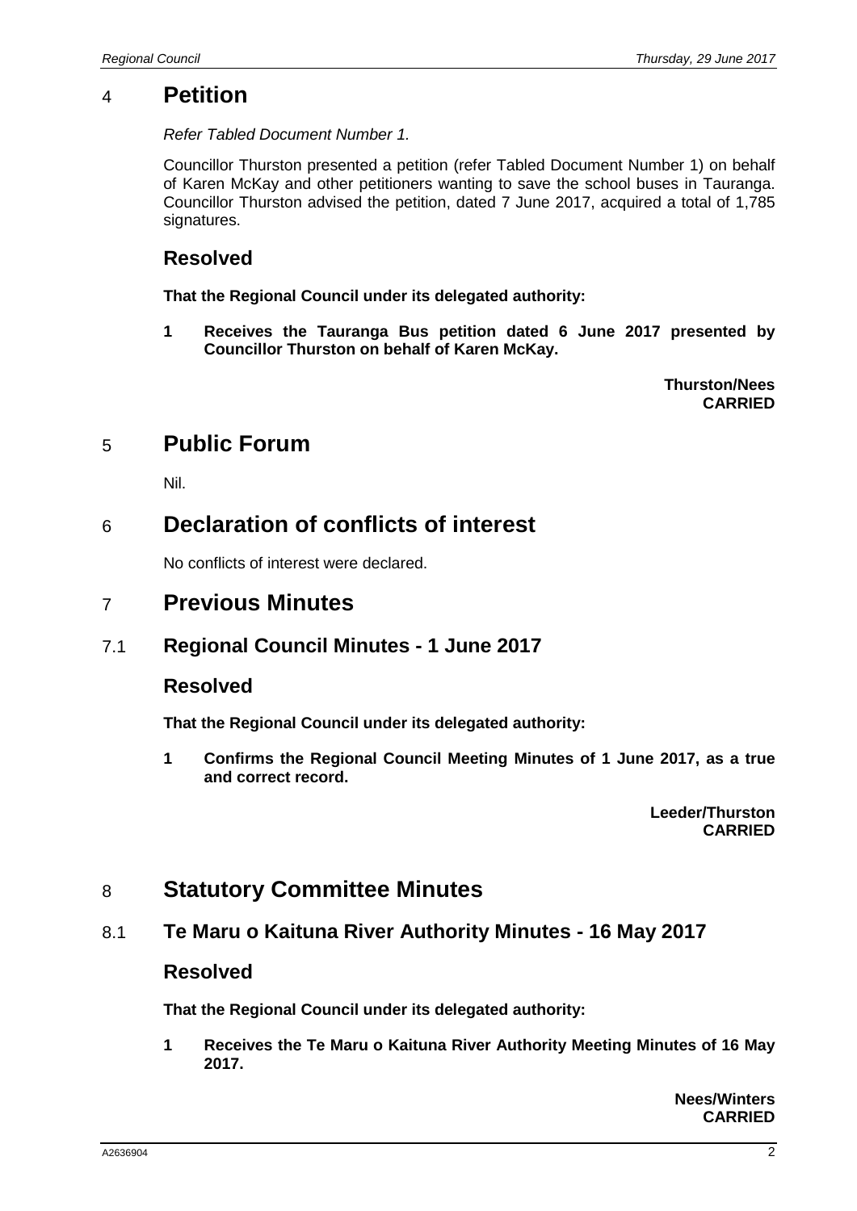## 4 Petition

*Refer Tabled Document Number 1.*

Councillor Thurston presented a petition (refer Tabled Document Number 1) on behalf of Karen McKay and other petitioners wanting to save the school buses in Tauranga. Councillor Thurston advised the petition, dated 7 June 2017, acquired a total of 1,785 signatures.

### Resolved

**That the Regional Council under its delegated authority:**

**1 Receives the Tauranga Bus petition dated 6 June 2017 presented by Councillor Thurston on behalf of Karen McKay.**

**Thurston/Nees**
**CARRIED**

## 5 Public Forum

Nil.

## 6 Declaration of conflicts of interest

No conflicts of interest were declared.

## 7 Previous Minutes

### 7.1 Regional Council Minutes - 1 June 2017

### Resolved

**That the Regional Council under its delegated authority:**

**1 Confirms the Regional Council Meeting Minutes of 1 June 2017, as a true and correct record.**

**Leeder/Thurston**
**CARRIED**

## 8 Statutory Committee Minutes

### 8.1 Te Maru o Kaituna River Authority Minutes - 16 May 2017

### Resolved

**That the Regional Council under its delegated authority:**

**1 Receives the Te Maru o Kaituna River Authority Meeting Minutes of 16 May 2017.**

**Nees/Winters**
**CARRIED**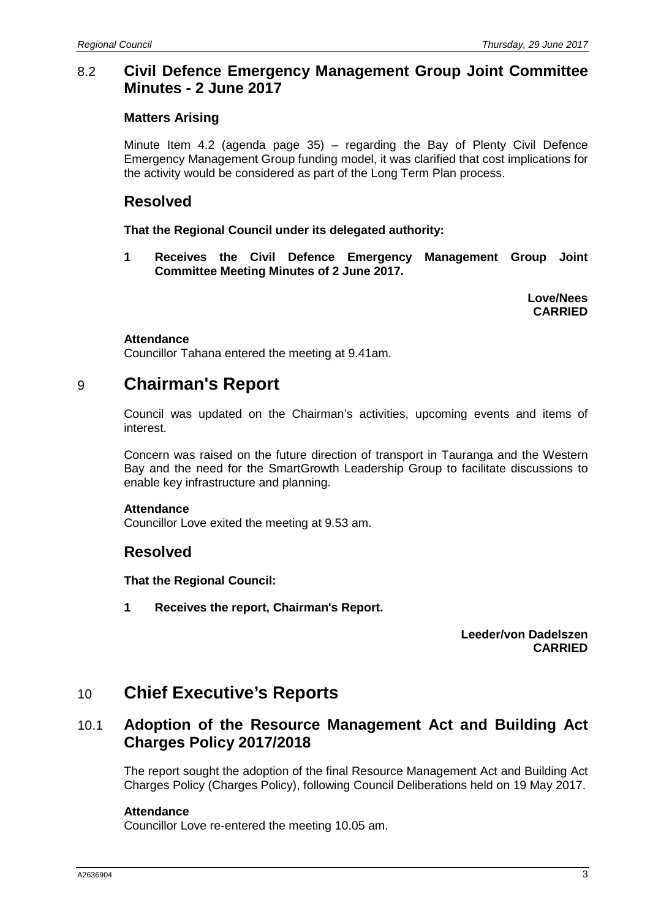## 8.2 Civil Defence Emergency Management Group Joint Committee Minutes - 2 June 2017

### Matters Arising

Minute Item 4.2 (agenda page 35) – regarding the Bay of Plenty Civil Defence Emergency Management Group funding model, it was clarified that cost implications for the activity would be considered as part of the Long Term Plan process.

### Resolved

**That the Regional Council under its delegated authority:**

**1 Receives the Civil Defence Emergency Management Group Joint Committee Meeting Minutes of 2 June 2017.**

**Love/Nees**
**CARRIED**

**Attendance**
Councillor Tahana entered the meeting at 9.41am.

# 9 Chairman's Report

Council was updated on the Chairman's activities, upcoming events and items of interest.

Concern was raised on the future direction of transport in Tauranga and the Western Bay and the need for the SmartGrowth Leadership Group to facilitate discussions to enable key infrastructure and planning.

**Attendance**
Councillor Love exited the meeting at 9.53 am.

### Resolved

**That the Regional Council:**

**1 Receives the report, Chairman's Report.**

**Leeder/von Dadelszen**
**CARRIED**

# 10 Chief Executive's Reports

## 10.1 Adoption of the Resource Management Act and Building Act Charges Policy 2017/2018

The report sought the adoption of the final Resource Management Act and Building Act Charges Policy (Charges Policy), following Council Deliberations held on 19 May 2017.

**Attendance**
Councillor Love re-entered the meeting 10.05 am.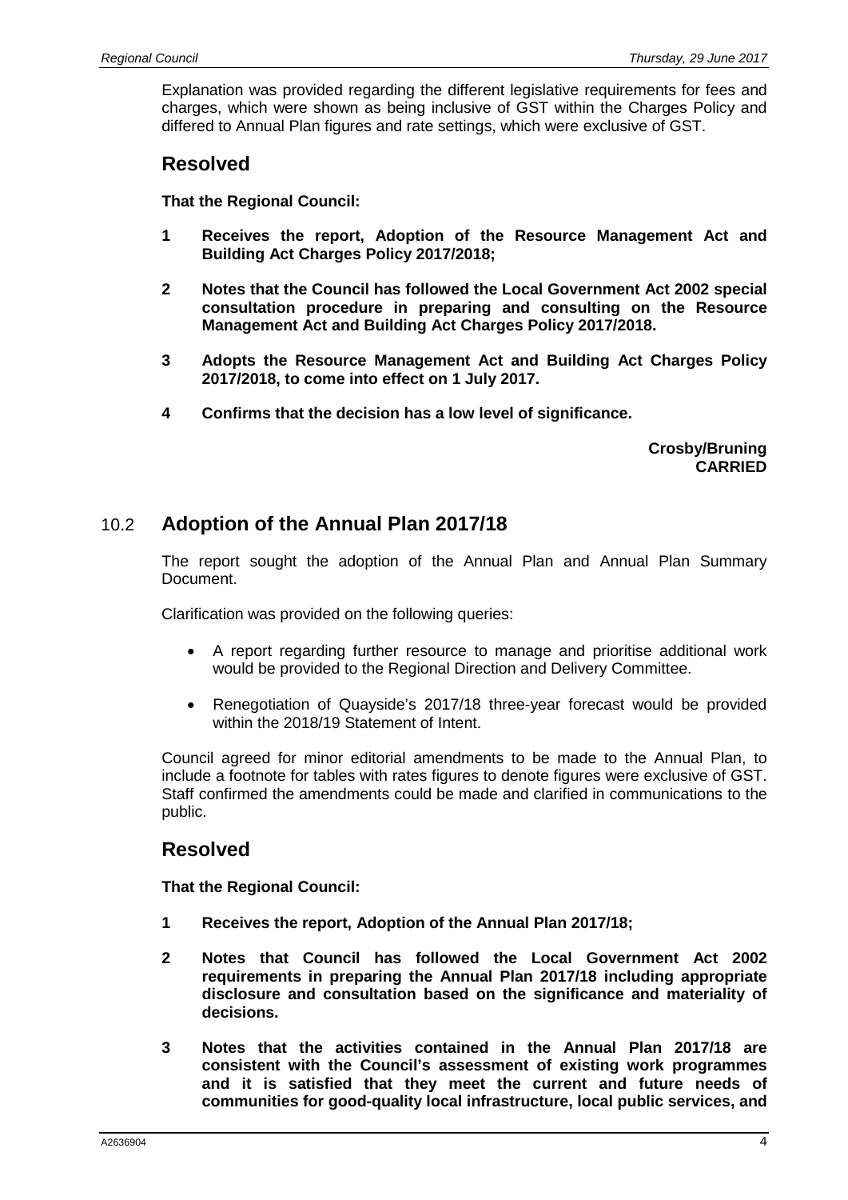Explanation was provided regarding the different legislative requirements for fees and charges, which were shown as being inclusive of GST within the Charges Policy and differed to Annual Plan figures and rate settings, which were exclusive of GST.

## Resolved

**That the Regional Council:**

**1 Receives the report, Adoption of the Resource Management Act and Building Act Charges Policy 2017/2018;**

**2 Notes that the Council has followed the Local Government Act 2002 special consultation procedure in preparing and consulting on the Resource Management Act and Building Act Charges Policy 2017/2018.**

**3 Adopts the Resource Management Act and Building Act Charges Policy 2017/2018, to come into effect on 1 July 2017.**

**4 Confirms that the decision has a low level of significance.**

**Crosby/Bruning**
**CARRIED**

## 10.2 Adoption of the Annual Plan 2017/18

The report sought the adoption of the Annual Plan and Annual Plan Summary Document.

Clarification was provided on the following queries:

- A report regarding further resource to manage and prioritise additional work would be provided to the Regional Direction and Delivery Committee.
- Renegotiation of Quayside's 2017/18 three-year forecast would be provided within the 2018/19 Statement of Intent.

Council agreed for minor editorial amendments to be made to the Annual Plan, to include a footnote for tables with rates figures to denote figures were exclusive of GST. Staff confirmed the amendments could be made and clarified in communications to the public.

## Resolved

**That the Regional Council:**

**1 Receives the report, Adoption of the Annual Plan 2017/18;**

**2 Notes that Council has followed the Local Government Act 2002 requirements in preparing the Annual Plan 2017/18 including appropriate disclosure and consultation based on the significance and materiality of decisions.**

**3 Notes that the activities contained in the Annual Plan 2017/18 are consistent with the Council's assessment of existing work programmes and it is satisfied that they meet the current and future needs of communities for good-quality local infrastructure, local public services, and**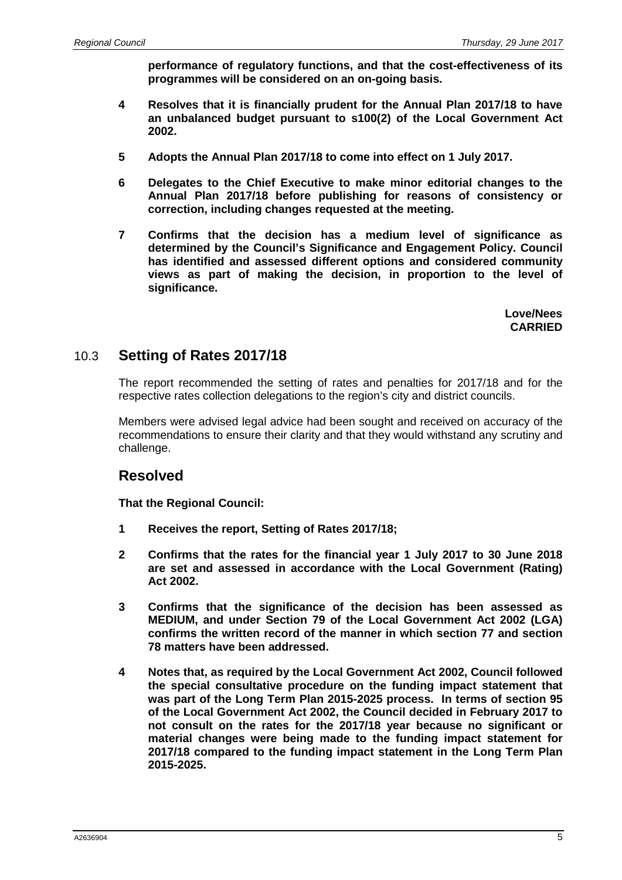**performance of regulatory functions, and that the cost-effectiveness of its programmes will be considered on an on-going basis.**

**4 Resolves that it is financially prudent for the Annual Plan 2017/18 to have an unbalanced budget pursuant to s100(2) of the Local Government Act 2002.**

**5 Adopts the Annual Plan 2017/18 to come into effect on 1 July 2017.**

**6 Delegates to the Chief Executive to make minor editorial changes to the Annual Plan 2017/18 before publishing for reasons of consistency or correction, including changes requested at the meeting.**

**7 Confirms that the decision has a medium level of significance as determined by the Council's Significance and Engagement Policy. Council has identified and assessed different options and considered community views as part of making the decision, in proportion to the level of significance.**

**Love/Nees**
**CARRIED**

## 10.3 Setting of Rates 2017/18

The report recommended the setting of rates and penalties for 2017/18 and for the respective rates collection delegations to the region's city and district councils.

Members were advised legal advice had been sought and received on accuracy of the recommendations to ensure their clarity and that they would withstand any scrutiny and challenge.

### Resolved

**That the Regional Council:**

**1 Receives the report, Setting of Rates 2017/18;**

**2 Confirms that the rates for the financial year 1 July 2017 to 30 June 2018 are set and assessed in accordance with the Local Government (Rating) Act 2002.**

**3 Confirms that the significance of the decision has been assessed as MEDIUM, and under Section 79 of the Local Government Act 2002 (LGA) confirms the written record of the manner in which section 77 and section 78 matters have been addressed.**

**4 Notes that, as required by the Local Government Act 2002, Council followed the special consultative procedure on the funding impact statement that was part of the Long Term Plan 2015-2025 process. In terms of section 95 of the Local Government Act 2002, the Council decided in February 2017 to not consult on the rates for the 2017/18 year because no significant or material changes were being made to the funding impact statement for 2017/18 compared to the funding impact statement in the Long Term Plan 2015-2025.**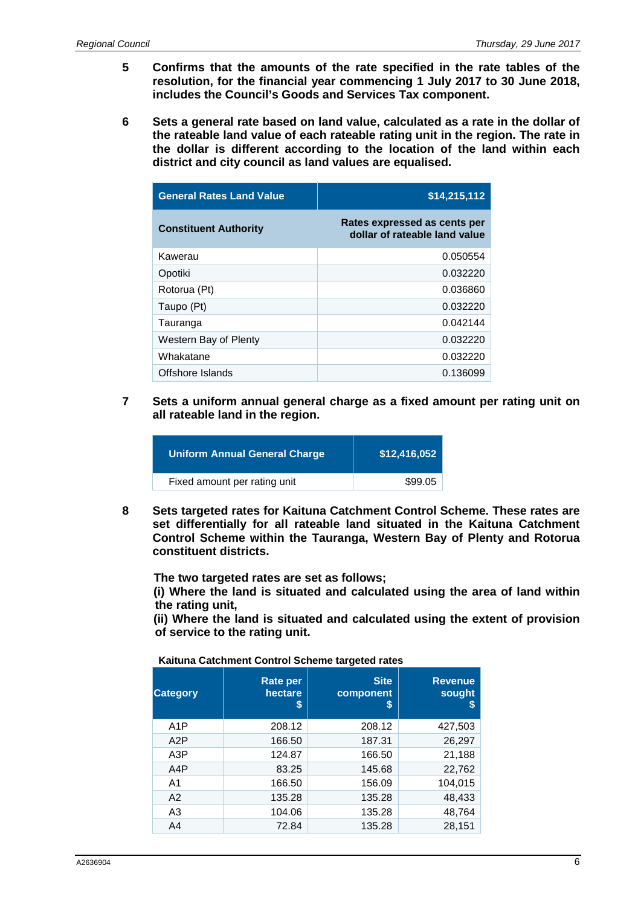**5** **Confirms that the amounts of the rate specified in the rate tables of the resolution, for the financial year commencing 1 July 2017 to 30 June 2018, includes the Council's Goods and Services Tax component.**

**6** **Sets a general rate based on land value, calculated as a rate in the dollar of the rateable land value of each rateable rating unit in the region. The rate in the dollar is different according to the location of the land within each district and city council as land values are equalised.**

| General Rates Land Value | $14,215,112 |
|---|---|
| **Constituent Authority** | **Rates expressed as cents per dollar of rateable land value** |
| Kawerau | 0.050554 |
| Opotiki | 0.032220 |
| Rotorua (Pt) | 0.036860 |
| Taupo (Pt) | 0.032220 |
| Tauranga | 0.042144 |
| Western Bay of Plenty | 0.032220 |
| Whakatane | 0.032220 |
| Offshore Islands | 0.136099 |

**7** **Sets a uniform annual general charge as a fixed amount per rating unit on all rateable land in the region.**

| Uniform Annual General Charge | $12,416,052 |
|---|---|
| Fixed amount per rating unit | $99.05 |

**8** **Sets targeted rates for Kaituna Catchment Control Scheme. These rates are set differentially for all rateable land situated in the Kaituna Catchment Control Scheme within the Tauranga, Western Bay of Plenty and Rotorua constituent districts.**

**The two targeted rates are set as follows;**
**(i) Where the land is situated and calculated using the area of land within the rating unit,**
**(ii) Where the land is situated and calculated using the extent of provision of service to the rating unit.**

**Kaituna Catchment Control Scheme targeted rates**

| Category | Rate per hectare $ | Site component $ | Revenue sought $ |
|---|---|---|---|
| A1P | 208.12 | 208.12 | 427,503 |
| A2P | 166.50 | 187.31 | 26,297 |
| A3P | 124.87 | 166.50 | 21,188 |
| A4P | 83.25 | 145.68 | 22,762 |
| A1 | 166.50 | 156.09 | 104,015 |
| A2 | 135.28 | 135.28 | 48,433 |
| A3 | 104.06 | 135.28 | 48,764 |
| A4 | 72.84 | 135.28 | 28,151 |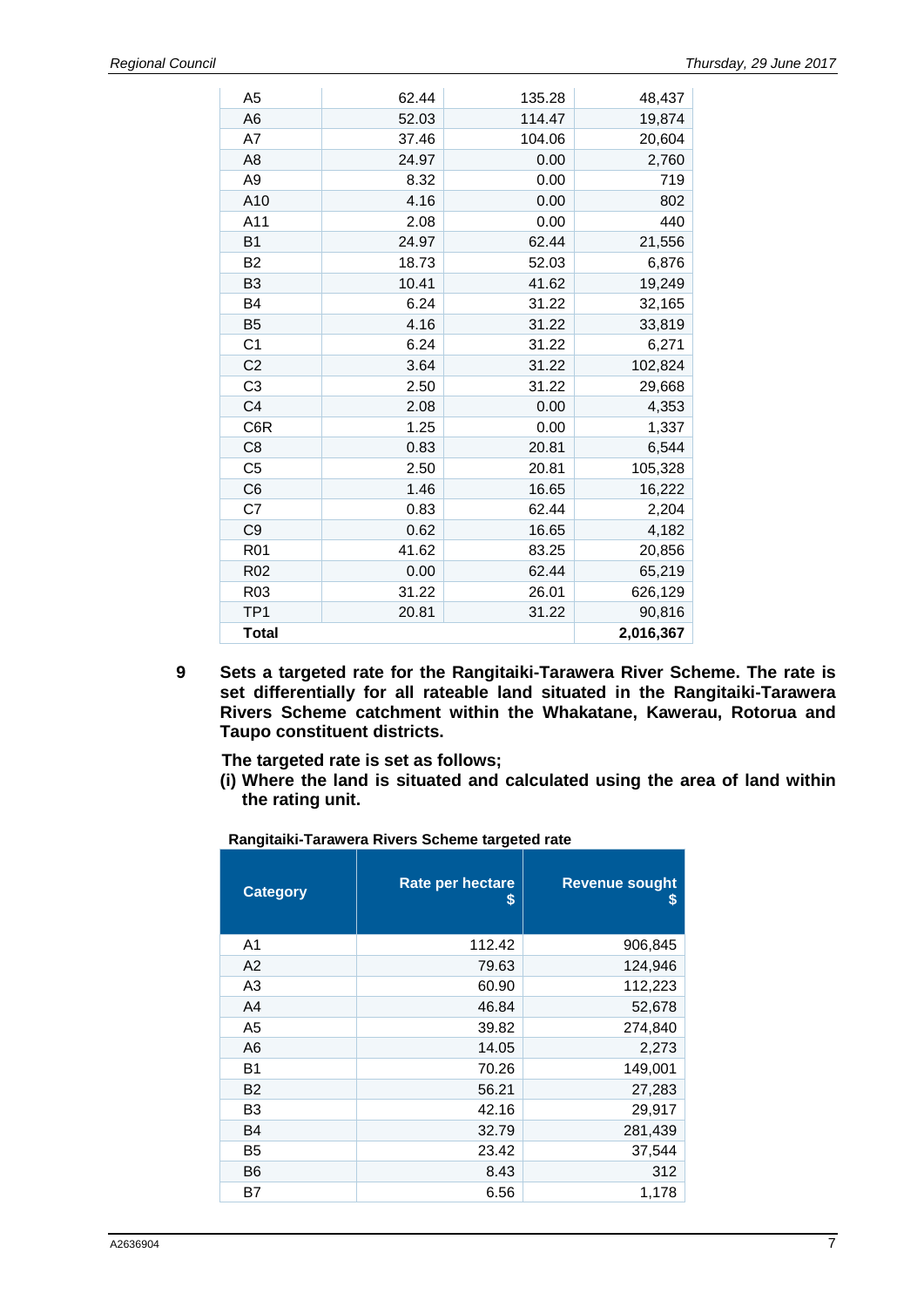| | | | |
|---|---|---|---|
| A5 | 62.44 | 135.28 | 48,437 |
| A6 | 52.03 | 114.47 | 19,874 |
| A7 | 37.46 | 104.06 | 20,604 |
| A8 | 24.97 | 0.00 | 2,760 |
| A9 | 8.32 | 0.00 | 719 |
| A10 | 4.16 | 0.00 | 802 |
| A11 | 2.08 | 0.00 | 440 |
| B1 | 24.97 | 62.44 | 21,556 |
| B2 | 18.73 | 52.03 | 6,876 |
| B3 | 10.41 | 41.62 | 19,249 |
| B4 | 6.24 | 31.22 | 32,165 |
| B5 | 4.16 | 31.22 | 33,819 |
| C1 | 6.24 | 31.22 | 6,271 |
| C2 | 3.64 | 31.22 | 102,824 |
| C3 | 2.50 | 31.22 | 29,668 |
| C4 | 2.08 | 0.00 | 4,353 |
| C6R | 1.25 | 0.00 | 1,337 |
| C8 | 0.83 | 20.81 | 6,544 |
| C5 | 2.50 | 20.81 | 105,328 |
| C6 | 1.46 | 16.65 | 16,222 |
| C7 | 0.83 | 62.44 | 2,204 |
| C9 | 0.62 | 16.65 | 4,182 |
| R01 | 41.62 | 83.25 | 20,856 |
| R02 | 0.00 | 62.44 | 65,219 |
| R03 | 31.22 | 26.01 | 626,129 |
| TP1 | 20.81 | 31.22 | 90,816 |
| **Total** | | | **2,016,367** |

**9 Sets a targeted rate for the Rangitaiki-Tarawera River Scheme. The rate is set differentially for all rateable land situated in the Rangitaiki-Tarawera Rivers Scheme catchment within the Whakatane, Kawerau, Rotorua and Taupo constituent districts.**

**The targeted rate is set as follows;**

**(i) Where the land is situated and calculated using the area of land within the rating unit.**

**Rangitaiki-Tarawera Rivers Scheme targeted rate**

| Category | Rate per hectare $ | Revenue sought $ |
|---|---|---|
| A1 | 112.42 | 906,845 |
| A2 | 79.63 | 124,946 |
| A3 | 60.90 | 112,223 |
| A4 | 46.84 | 52,678 |
| A5 | 39.82 | 274,840 |
| A6 | 14.05 | 2,273 |
| B1 | 70.26 | 149,001 |
| B2 | 56.21 | 27,283 |
| B3 | 42.16 | 29,917 |
| B4 | 32.79 | 281,439 |
| B5 | 23.42 | 37,544 |
| B6 | 8.43 | 312 |
| B7 | 6.56 | 1,178 |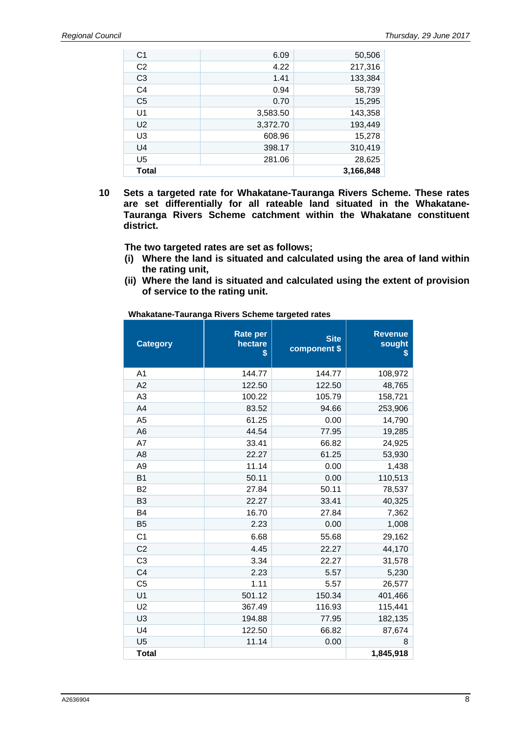| | | |
|---|---:|---:|
| C1 | 6.09 | 50,506 |
| C2 | 4.22 | 217,316 |
| C3 | 1.41 | 133,384 |
| C4 | 0.94 | 58,739 |
| C5 | 0.70 | 15,295 |
| U1 | 3,583.50 | 143,358 |
| U2 | 3,372.70 | 193,449 |
| U3 | 608.96 | 15,278 |
| U4 | 398.17 | 310,419 |
| U5 | 281.06 | 28,625 |
| **Total** | | **3,166,848** |

**10 Sets a targeted rate for Whakatane-Tauranga Rivers Scheme. These rates are set differentially for all rateable land situated in the Whakatane-Tauranga Rivers Scheme catchment within the Whakatane constituent district.**

**The two targeted rates are set as follows;**

**(i) Where the land is situated and calculated using the area of land within the rating unit,**

**(ii) Where the land is situated and calculated using the extent of provision of service to the rating unit.**

**Whakatane-Tauranga Rivers Scheme targeted rates**

| Category | Rate per hectare $ | Site component $ | Revenue sought $ |
|---|---:|---:|---:|
| A1 | 144.77 | 144.77 | 108,972 |
| A2 | 122.50 | 122.50 | 48,765 |
| A3 | 100.22 | 105.79 | 158,721 |
| A4 | 83.52 | 94.66 | 253,906 |
| A5 | 61.25 | 0.00 | 14,790 |
| A6 | 44.54 | 77.95 | 19,285 |
| A7 | 33.41 | 66.82 | 24,925 |
| A8 | 22.27 | 61.25 | 53,930 |
| A9 | 11.14 | 0.00 | 1,438 |
| B1 | 50.11 | 0.00 | 110,513 |
| B2 | 27.84 | 50.11 | 78,537 |
| B3 | 22.27 | 33.41 | 40,325 |
| B4 | 16.70 | 27.84 | 7,362 |
| B5 | 2.23 | 0.00 | 1,008 |
| C1 | 6.68 | 55.68 | 29,162 |
| C2 | 4.45 | 22.27 | 44,170 |
| C3 | 3.34 | 22.27 | 31,578 |
| C4 | 2.23 | 5.57 | 5,230 |
| C5 | 1.11 | 5.57 | 26,577 |
| U1 | 501.12 | 150.34 | 401,466 |
| U2 | 367.49 | 116.93 | 115,441 |
| U3 | 194.88 | 77.95 | 182,135 |
| U4 | 122.50 | 66.82 | 87,674 |
| U5 | 11.14 | 0.00 | 8 |
| **Total** | | | **1,845,918** |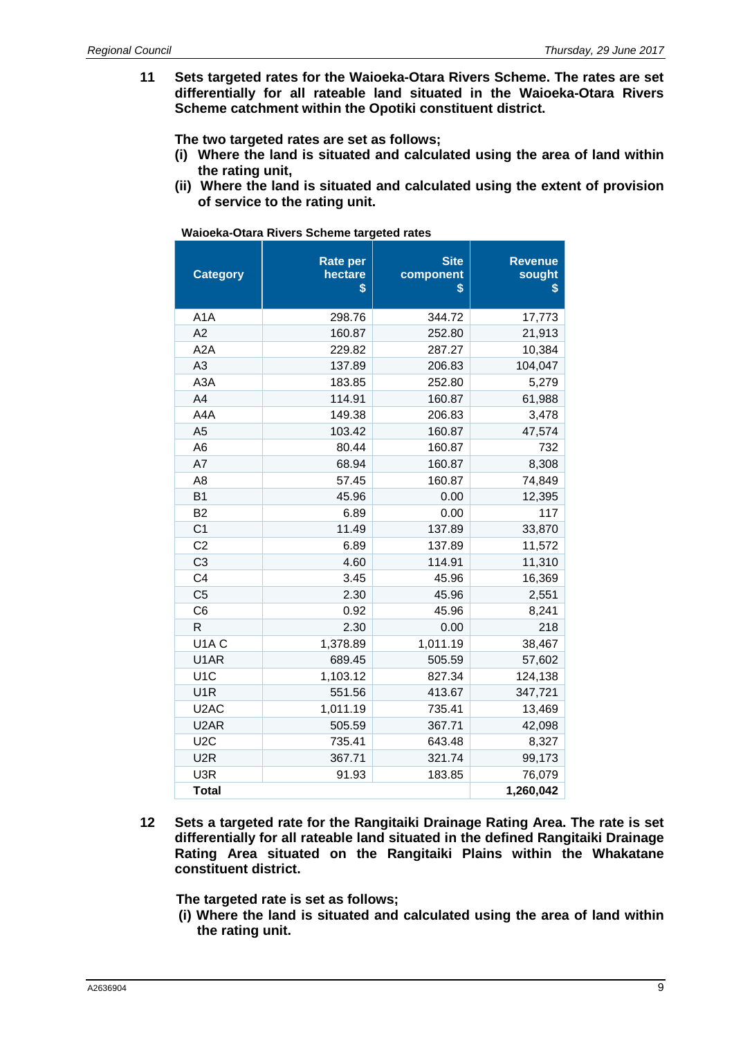**11 Sets targeted rates for the Waioeka-Otara Rivers Scheme. The rates are set differentially for all rateable land situated in the Waioeka-Otara Rivers Scheme catchment within the Opotiki constituent district.**

**The two targeted rates are set as follows;**

**(i) Where the land is situated and calculated using the area of land within the rating unit,**

**(ii) Where the land is situated and calculated using the extent of provision of service to the rating unit.**

**Waioeka-Otara Rivers Scheme targeted rates**

| Category | Rate per hectare $ | Site component $ | Revenue sought $ |
|---|---|---|---|
| A1A | 298.76 | 344.72 | 17,773 |
| A2 | 160.87 | 252.80 | 21,913 |
| A2A | 229.82 | 287.27 | 10,384 |
| A3 | 137.89 | 206.83 | 104,047 |
| A3A | 183.85 | 252.80 | 5,279 |
| A4 | 114.91 | 160.87 | 61,988 |
| A4A | 149.38 | 206.83 | 3,478 |
| A5 | 103.42 | 160.87 | 47,574 |
| A6 | 80.44 | 160.87 | 732 |
| A7 | 68.94 | 160.87 | 8,308 |
| A8 | 57.45 | 160.87 | 74,849 |
| B1 | 45.96 | 0.00 | 12,395 |
| B2 | 6.89 | 0.00 | 117 |
| C1 | 11.49 | 137.89 | 33,870 |
| C2 | 6.89 | 137.89 | 11,572 |
| C3 | 4.60 | 114.91 | 11,310 |
| C4 | 3.45 | 45.96 | 16,369 |
| C5 | 2.30 | 45.96 | 2,551 |
| C6 | 0.92 | 45.96 | 8,241 |
| R | 2.30 | 0.00 | 218 |
| U1A C | 1,378.89 | 1,011.19 | 38,467 |
| U1AR | 689.45 | 505.59 | 57,602 |
| U1C | 1,103.12 | 827.34 | 124,138 |
| U1R | 551.56 | 413.67 | 347,721 |
| U2AC | 1,011.19 | 735.41 | 13,469 |
| U2AR | 505.59 | 367.71 | 42,098 |
| U2C | 735.41 | 643.48 | 8,327 |
| U2R | 367.71 | 321.74 | 99,173 |
| U3R | 91.93 | 183.85 | 76,079 |
| **Total** | | | **1,260,042** |

**12 Sets a targeted rate for the Rangitaiki Drainage Rating Area. The rate is set differentially for all rateable land situated in the defined Rangitaiki Drainage Rating Area situated on the Rangitaiki Plains within the Whakatane constituent district.**

**The targeted rate is set as follows;**

**(i) Where the land is situated and calculated using the area of land within the rating unit.**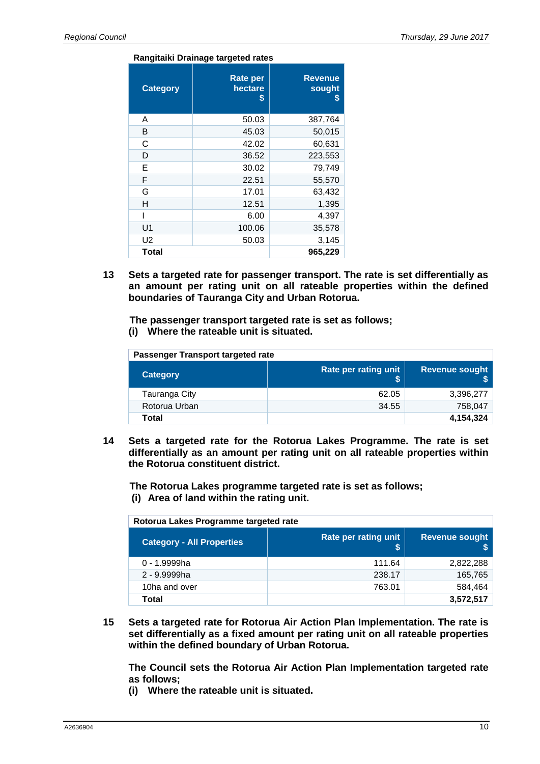**Rangitaiki Drainage targeted rates**

| Category | Rate per hectare $ | Revenue sought $ |
|---|---|---|
| A | 50.03 | 387,764 |
| B | 45.03 | 50,015 |
| C | 42.02 | 60,631 |
| D | 36.52 | 223,553 |
| E | 30.02 | 79,749 |
| F | 22.51 | 55,570 |
| G | 17.01 | 63,432 |
| H | 12.51 | 1,395 |
| I | 6.00 | 4,397 |
| U1 | 100.06 | 35,578 |
| U2 | 50.03 | 3,145 |
| **Total** | | **965,229** |

**13 Sets a targeted rate for passenger transport. The rate is set differentially as an amount per rating unit on all rateable properties within the defined boundaries of Tauranga City and Urban Rotorua.**

**The passenger transport targeted rate is set as follows;**
**(i) Where the rateable unit is situated.**

**Passenger Transport targeted rate**

| Category | Rate per rating unit $ | Revenue sought $ |
|---|---|---|
| Tauranga City | 62.05 | 3,396,277 |
| Rotorua Urban | 34.55 | 758,047 |
| **Total** | | **4,154,324** |

**14 Sets a targeted rate for the Rotorua Lakes Programme. The rate is set differentially as an amount per rating unit on all rateable properties within the Rotorua constituent district.**

**The Rotorua Lakes programme targeted rate is set as follows;**
**(i) Area of land within the rating unit.**

**Rotorua Lakes Programme targeted rate**

| Category - All Properties | Rate per rating unit $ | Revenue sought $ |
|---|---|---|
| 0 - 1.9999ha | 111.64 | 2,822,288 |
| 2 - 9.9999ha | 238.17 | 165,765 |
| 10ha and over | 763.01 | 584,464 |
| **Total** | | **3,572,517** |

**15 Sets a targeted rate for Rotorua Air Action Plan Implementation. The rate is set differentially as a fixed amount per rating unit on all rateable properties within the defined boundary of Urban Rotorua.**

**The Council sets the Rotorua Air Action Plan Implementation targeted rate as follows;**
**(i) Where the rateable unit is situated.**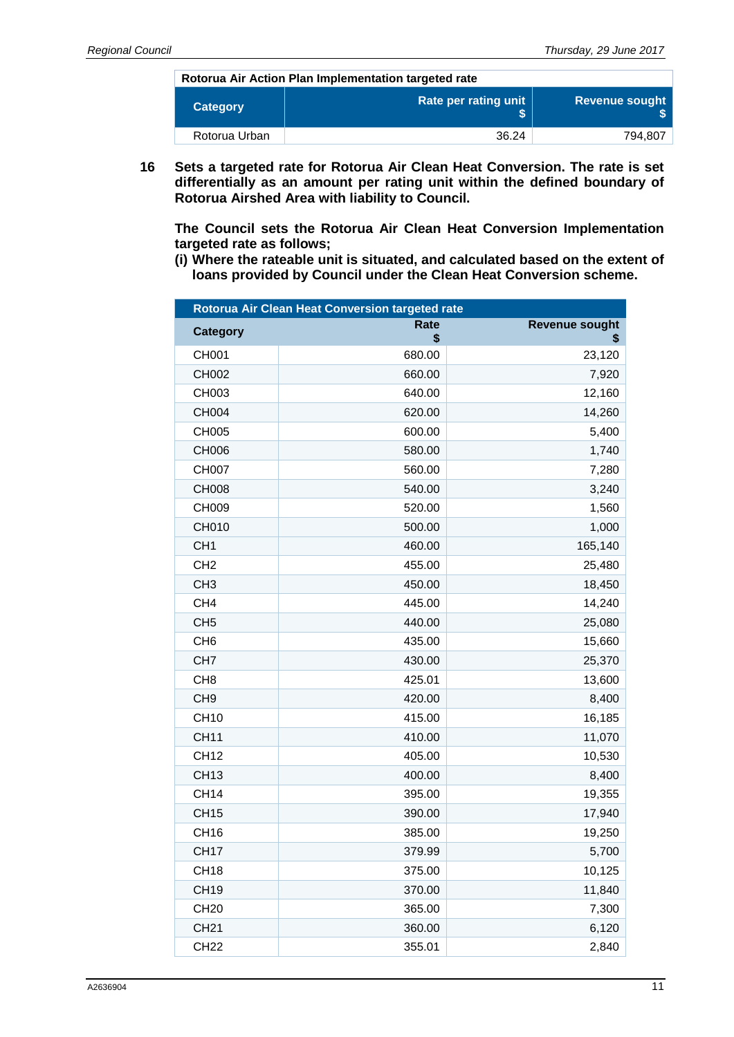| Rotorua Air Action Plan Implementation targeted rate | | |
|---|---|---|
| **Category** | **Rate per rating unit $** | **Revenue sought $** |
| Rotorua Urban | 36.24 | 794,807 |

**16 Sets a targeted rate for Rotorua Air Clean Heat Conversion. The rate is set differentially as an amount per rating unit within the defined boundary of Rotorua Airshed Area with liability to Council.**

**The Council sets the Rotorua Air Clean Heat Conversion Implementation targeted rate as follows;**

**(i) Where the rateable unit is situated, and calculated based on the extent of loans provided by Council under the Clean Heat Conversion scheme.**

| Rotorua Air Clean Heat Conversion targeted rate | | |
|---|---|---|
| **Category** | **Rate $** | **Revenue sought $** |
| CH001 | 680.00 | 23,120 |
| CH002 | 660.00 | 7,920 |
| CH003 | 640.00 | 12,160 |
| CH004 | 620.00 | 14,260 |
| CH005 | 600.00 | 5,400 |
| CH006 | 580.00 | 1,740 |
| CH007 | 560.00 | 7,280 |
| CH008 | 540.00 | 3,240 |
| CH009 | 520.00 | 1,560 |
| CH010 | 500.00 | 1,000 |
| CH1 | 460.00 | 165,140 |
| CH2 | 455.00 | 25,480 |
| CH3 | 450.00 | 18,450 |
| CH4 | 445.00 | 14,240 |
| CH5 | 440.00 | 25,080 |
| CH6 | 435.00 | 15,660 |
| CH7 | 430.00 | 25,370 |
| CH8 | 425.01 | 13,600 |
| CH9 | 420.00 | 8,400 |
| CH10 | 415.00 | 16,185 |
| CH11 | 410.00 | 11,070 |
| CH12 | 405.00 | 10,530 |
| CH13 | 400.00 | 8,400 |
| CH14 | 395.00 | 19,355 |
| CH15 | 390.00 | 17,940 |
| CH16 | 385.00 | 19,250 |
| CH17 | 379.99 | 5,700 |
| CH18 | 375.00 | 10,125 |
| CH19 | 370.00 | 11,840 |
| CH20 | 365.00 | 7,300 |
| CH21 | 360.00 | 6,120 |
| CH22 | 355.01 | 2,840 |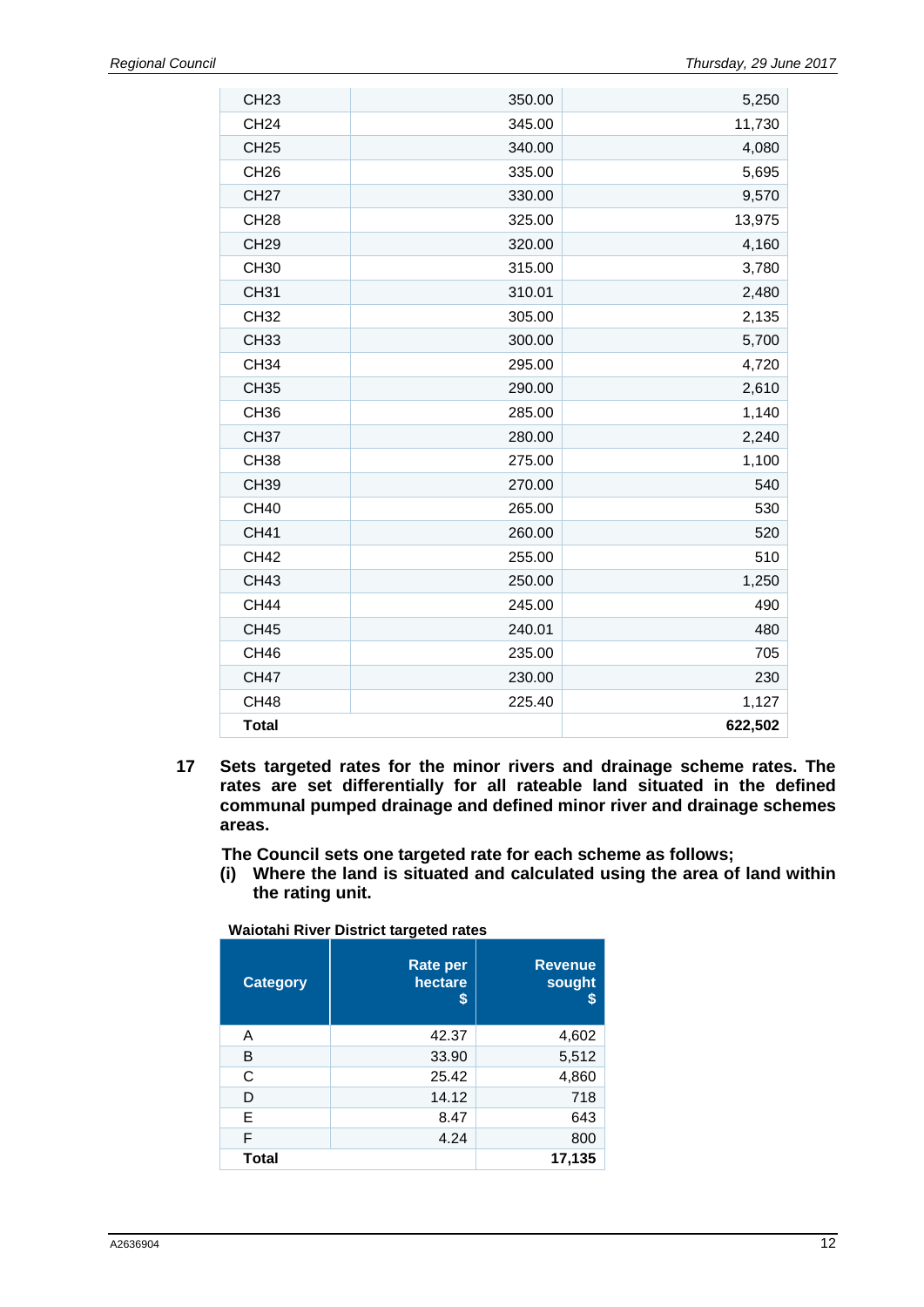| | | |
|---|---:|---:|
| CH23 | 350.00 | 5,250 |
| CH24 | 345.00 | 11,730 |
| CH25 | 340.00 | 4,080 |
| CH26 | 335.00 | 5,695 |
| CH27 | 330.00 | 9,570 |
| CH28 | 325.00 | 13,975 |
| CH29 | 320.00 | 4,160 |
| CH30 | 315.00 | 3,780 |
| CH31 | 310.01 | 2,480 |
| CH32 | 305.00 | 2,135 |
| CH33 | 300.00 | 5,700 |
| CH34 | 295.00 | 4,720 |
| CH35 | 290.00 | 2,610 |
| CH36 | 285.00 | 1,140 |
| CH37 | 280.00 | 2,240 |
| CH38 | 275.00 | 1,100 |
| CH39 | 270.00 | 540 |
| CH40 | 265.00 | 530 |
| CH41 | 260.00 | 520 |
| CH42 | 255.00 | 510 |
| CH43 | 250.00 | 1,250 |
| CH44 | 245.00 | 490 |
| CH45 | 240.01 | 480 |
| CH46 | 235.00 | 705 |
| CH47 | 230.00 | 230 |
| CH48 | 225.40 | 1,127 |
| **Total** | | **622,502** |

**17 Sets targeted rates for the minor rivers and drainage scheme rates. The rates are set differentially for all rateable land situated in the defined communal pumped drainage and defined minor river and drainage schemes areas.**

**The Council sets one targeted rate for each scheme as follows;**

**(i) Where the land is situated and calculated using the area of land within the rating unit.**

**Waiotahi River District targeted rates**

| Category | Rate per hectare $ | Revenue sought $ |
|---|---:|---:|
| A | 42.37 | 4,602 |
| B | 33.90 | 5,512 |
| C | 25.42 | 4,860 |
| D | 14.12 | 718 |
| E | 8.47 | 643 |
| F | 4.24 | 800 |
| **Total** | | **17,135** |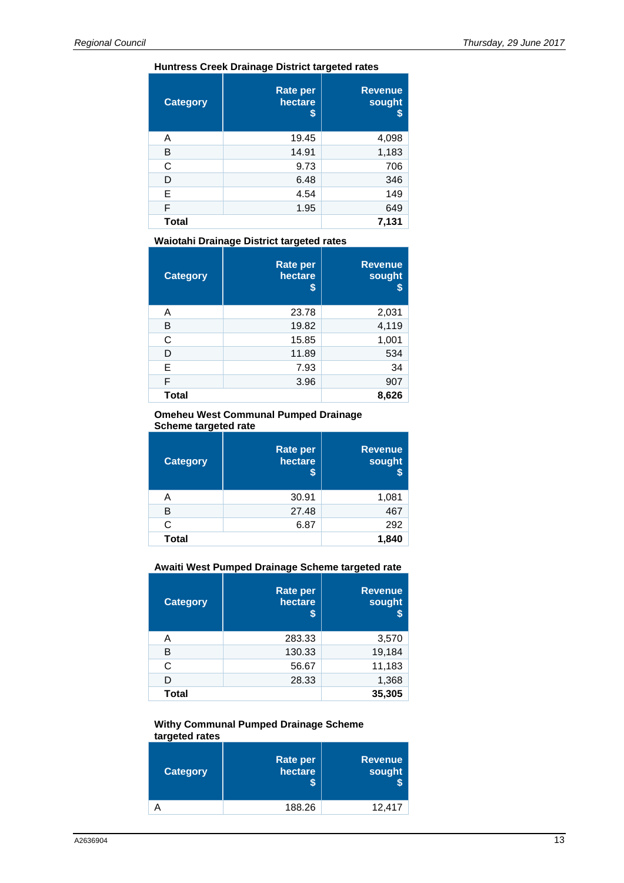**Huntress Creek Drainage District targeted rates**

| Category | Rate per hectare $ | Revenue sought $ |
|---|---|---|
| A | 19.45 | 4,098 |
| B | 14.91 | 1,183 |
| C | 9.73 | 706 |
| D | 6.48 | 346 |
| E | 4.54 | 149 |
| F | 1.95 | 649 |
| **Total** | | **7,131** |

**Waiotahi Drainage District targeted rates**

| Category | Rate per hectare $ | Revenue sought $ |
|---|---|---|
| A | 23.78 | 2,031 |
| B | 19.82 | 4,119 |
| C | 15.85 | 1,001 |
| D | 11.89 | 534 |
| E | 7.93 | 34 |
| F | 3.96 | 907 |
| **Total** | | **8,626** |

**Omeheu West Communal Pumped Drainage Scheme targeted rate**

| Category | Rate per hectare $ | Revenue sought $ |
|---|---|---|
| A | 30.91 | 1,081 |
| B | 27.48 | 467 |
| C | 6.87 | 292 |
| **Total** | | **1,840** |

**Awaiti West Pumped Drainage Scheme targeted rate**

| Category | Rate per hectare $ | Revenue sought $ |
|---|---|---|
| A | 283.33 | 3,570 |
| B | 130.33 | 19,184 |
| C | 56.67 | 11,183 |
| D | 28.33 | 1,368 |
| **Total** | | **35,305** |

**Withy Communal Pumped Drainage Scheme targeted rates**

| Category | Rate per hectare $ | Revenue sought $ |
|---|---|---|
| A | 188.26 | 12,417 |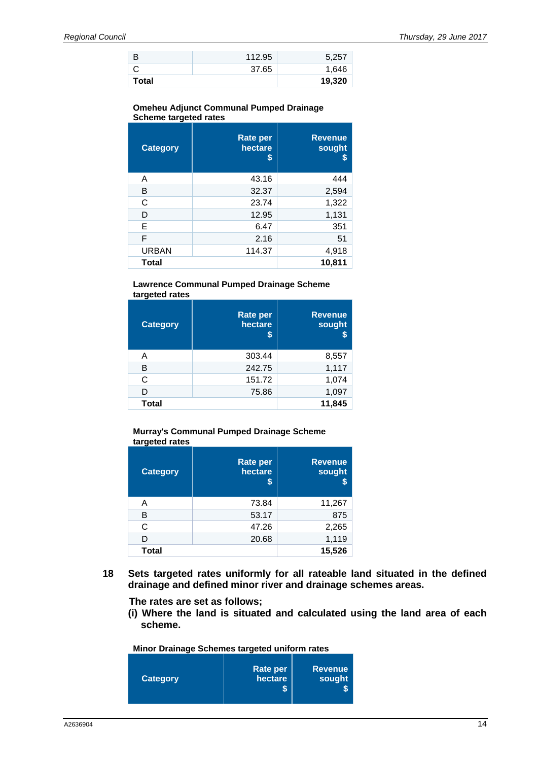| | | |
|---|---:|---:|
| B | 112.95 | 5,257 |
| C | 37.65 | 1,646 |
| **Total** | | **19,320** |

**Omeheu Adjunct Communal Pumped Drainage Scheme targeted rates**

| Category | Rate per hectare $ | Revenue sought $ |
|---|---:|---:|
| A | 43.16 | 444 |
| B | 32.37 | 2,594 |
| C | 23.74 | 1,322 |
| D | 12.95 | 1,131 |
| E | 6.47 | 351 |
| F | 2.16 | 51 |
| URBAN | 114.37 | 4,918 |
| **Total** | | **10,811** |

**Lawrence Communal Pumped Drainage Scheme targeted rates**

| Category | Rate per hectare $ | Revenue sought $ |
|---|---:|---:|
| A | 303.44 | 8,557 |
| B | 242.75 | 1,117 |
| C | 151.72 | 1,074 |
| D | 75.86 | 1,097 |
| **Total** | | **11,845** |

**Murray's Communal Pumped Drainage Scheme targeted rates**

| Category | Rate per hectare $ | Revenue sought $ |
|---|---:|---:|
| A | 73.84 | 11,267 |
| B | 53.17 | 875 |
| C | 47.26 | 2,265 |
| D | 20.68 | 1,119 |
| **Total** | | **15,526** |

**18 Sets targeted rates uniformly for all rateable land situated in the defined drainage and defined minor river and drainage schemes areas.**

**The rates are set as follows;**

**(i) Where the land is situated and calculated using the land area of each scheme.**

**Minor Drainage Schemes targeted uniform rates**

| Category | Rate per hectare $ | Revenue sought $ |
|---|---:|---:|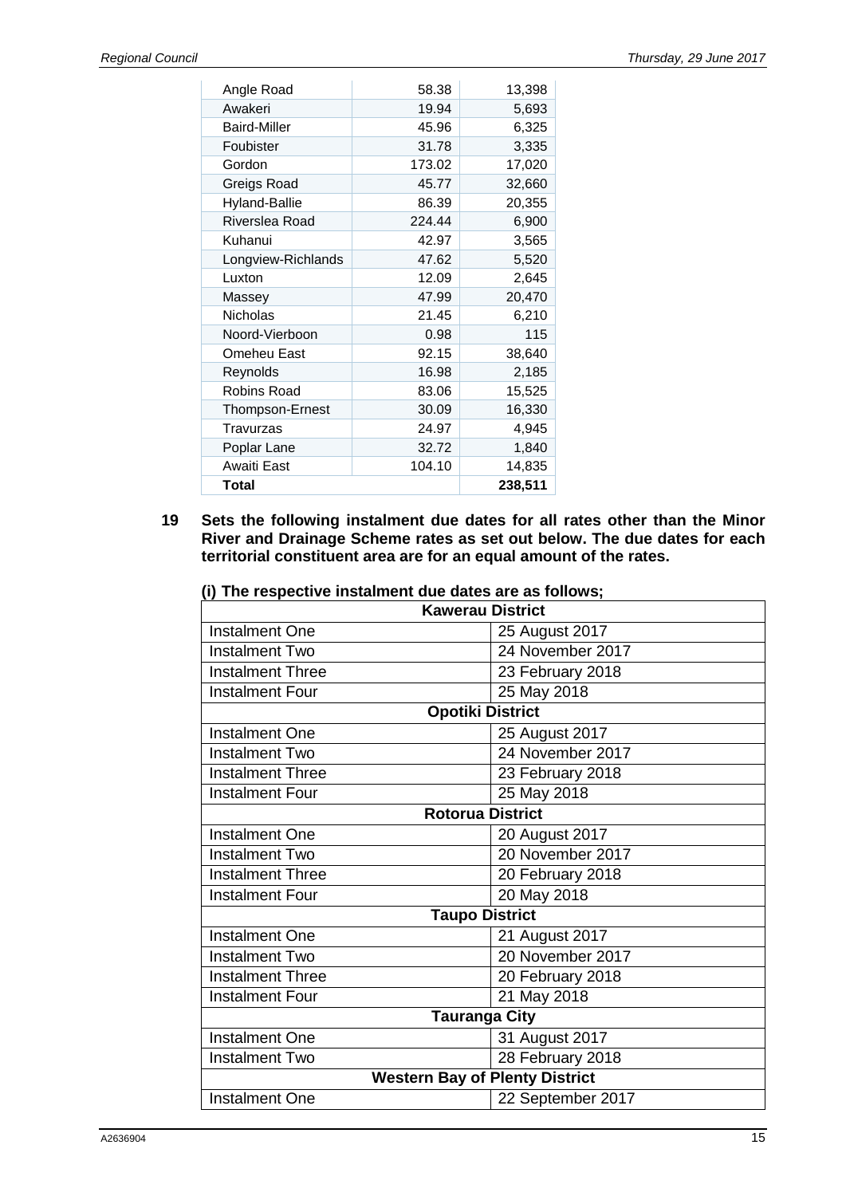| | | |
|---|---|---|
| Angle Road | 58.38 | 13,398 |
| Awakeri | 19.94 | 5,693 |
| Baird-Miller | 45.96 | 6,325 |
| Foubister | 31.78 | 3,335 |
| Gordon | 173.02 | 17,020 |
| Greigs Road | 45.77 | 32,660 |
| Hyland-Ballie | 86.39 | 20,355 |
| Riverslea Road | 224.44 | 6,900 |
| Kuhanui | 42.97 | 3,565 |
| Longview-Richlands | 47.62 | 5,520 |
| Luxton | 12.09 | 2,645 |
| Massey | 47.99 | 20,470 |
| Nicholas | 21.45 | 6,210 |
| Noord-Vierboon | 0.98 | 115 |
| Omeheu East | 92.15 | 38,640 |
| Reynolds | 16.98 | 2,185 |
| Robins Road | 83.06 | 15,525 |
| Thompson-Ernest | 30.09 | 16,330 |
| Travurzas | 24.97 | 4,945 |
| Poplar Lane | 32.72 | 1,840 |
| Awaiti East | 104.10 | 14,835 |
| **Total** | | **238,511** |

**19 Sets the following instalment due dates for all rates other than the Minor River and Drainage Scheme rates as set out below. The due dates for each territorial constituent area are for an equal amount of the rates.**

**(i) The respective instalment due dates are as follows;**

| **Kawerau District** | |
|---|---|
| Instalment One | 25 August 2017 |
| Instalment Two | 24 November 2017 |
| Instalment Three | 23 February 2018 |
| Instalment Four | 25 May 2018 |
| **Opotiki District** | |
| Instalment One | 25 August 2017 |
| Instalment Two | 24 November 2017 |
| Instalment Three | 23 February 2018 |
| Instalment Four | 25 May 2018 |
| **Rotorua District** | |
| Instalment One | 20 August 2017 |
| Instalment Two | 20 November 2017 |
| Instalment Three | 20 February 2018 |
| Instalment Four | 20 May 2018 |
| **Taupo District** | |
| Instalment One | 21 August 2017 |
| Instalment Two | 20 November 2017 |
| Instalment Three | 20 February 2018 |
| Instalment Four | 21 May 2018 |
| **Tauranga City** | |
| Instalment One | 31 August 2017 |
| Instalment Two | 28 February 2018 |
| **Western Bay of Plenty District** | |
| Instalment One | 22 September 2017 |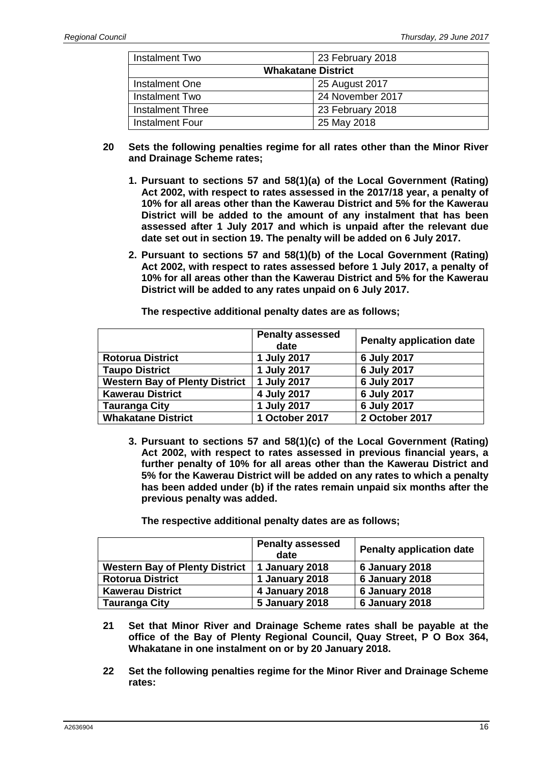| Instalment Two | 23 February 2018 |
|---|---|
| **Whakatane District** | |
| Instalment One | 25 August 2017 |
| Instalment Two | 24 November 2017 |
| Instalment Three | 23 February 2018 |
| Instalment Four | 25 May 2018 |

**20 Sets the following penalties regime for all rates other than the Minor River and Drainage Scheme rates;**

1. **Pursuant to sections 57 and 58(1)(a) of the Local Government (Rating) Act 2002, with respect to rates assessed in the 2017/18 year, a penalty of 10% for all areas other than the Kawerau District and 5% for the Kawerau District will be added to the amount of any instalment that has been assessed after 1 July 2017 and which is unpaid after the relevant due date set out in section 19. The penalty will be added on 6 July 2017.**

2. **Pursuant to sections 57 and 58(1)(b) of the Local Government (Rating) Act 2002, with respect to rates assessed before 1 July 2017, a penalty of 10% for all areas other than the Kawerau District and 5% for the Kawerau District will be added to any rates unpaid on 6 July 2017.**

   **The respective additional penalty dates are as follows;**

| | **Penalty assessed date** | **Penalty application date** |
|---|---|---|
| **Rotorua District** | **1 July 2017** | **6 July 2017** |
| **Taupo District** | **1 July 2017** | **6 July 2017** |
| **Western Bay of Plenty District** | **1 July 2017** | **6 July 2017** |
| **Kawerau District** | **4 July 2017** | **6 July 2017** |
| **Tauranga City** | **1 July 2017** | **6 July 2017** |
| **Whakatane District** | **1 October 2017** | **2 October 2017** |

3. **Pursuant to sections 57 and 58(1)(c) of the Local Government (Rating) Act 2002, with respect to rates assessed in previous financial years, a further penalty of 10% for all areas other than the Kawerau District and 5% for the Kawerau District will be added on any rates to which a penalty has been added under (b) if the rates remain unpaid six months after the previous penalty was added.**

   **The respective additional penalty dates are as follows;**

| | **Penalty assessed date** | **Penalty application date** |
|---|---|---|
| **Western Bay of Plenty District** | **1 January 2018** | **6 January 2018** |
| **Rotorua District** | **1 January 2018** | **6 January 2018** |
| **Kawerau District** | **4 January 2018** | **6 January 2018** |
| **Tauranga City** | **5 January 2018** | **6 January 2018** |

**21 Set that Minor River and Drainage Scheme rates shall be payable at the office of the Bay of Plenty Regional Council, Quay Street, P O Box 364, Whakatane in one instalment on or by 20 January 2018.**

**22 Set the following penalties regime for the Minor River and Drainage Scheme rates:**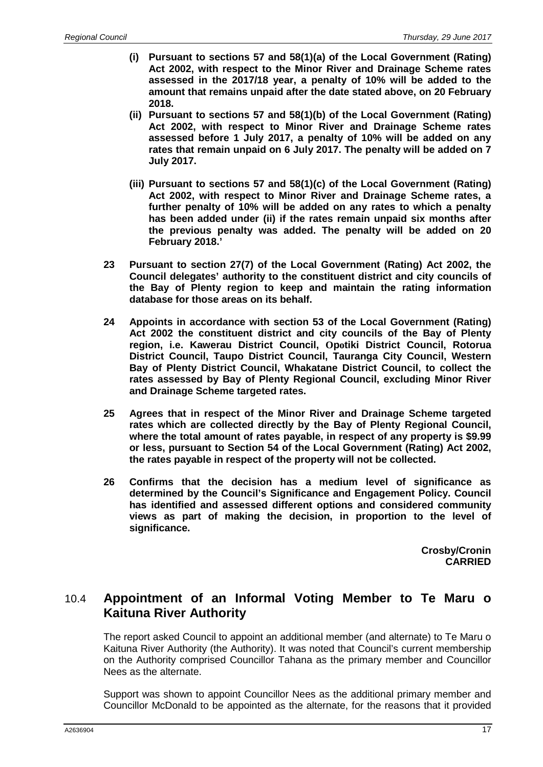**(i) Pursuant to sections 57 and 58(1)(a) of the Local Government (Rating) Act 2002, with respect to the Minor River and Drainage Scheme rates assessed in the 2017/18 year, a penalty of 10% will be added to the amount that remains unpaid after the date stated above, on 20 February 2018.**

**(ii) Pursuant to sections 57 and 58(1)(b) of the Local Government (Rating) Act 2002, with respect to Minor River and Drainage Scheme rates assessed before 1 July 2017, a penalty of 10% will be added on any rates that remain unpaid on 6 July 2017. The penalty will be added on 7 July 2017.**

**(iii) Pursuant to sections 57 and 58(1)(c) of the Local Government (Rating) Act 2002, with respect to Minor River and Drainage Scheme rates, a further penalty of 10% will be added on any rates to which a penalty has been added under (ii) if the rates remain unpaid six months after the previous penalty was added. The penalty will be added on 20 February 2018.'**

**23 Pursuant to section 27(7) of the Local Government (Rating) Act 2002, the Council delegates' authority to the constituent district and city councils of the Bay of Plenty region to keep and maintain the rating information database for those areas on its behalf.**

**24 Appoints in accordance with section 53 of the Local Government (Rating) Act 2002 the constituent district and city councils of the Bay of Plenty region, i.e. Kawerau District Council, Opotiki District Council, Rotorua District Council, Taupo District Council, Tauranga City Council, Western Bay of Plenty District Council, Whakatane District Council, to collect the rates assessed by Bay of Plenty Regional Council, excluding Minor River and Drainage Scheme targeted rates.**

**25 Agrees that in respect of the Minor River and Drainage Scheme targeted rates which are collected directly by the Bay of Plenty Regional Council, where the total amount of rates payable, in respect of any property is $9.99 or less, pursuant to Section 54 of the Local Government (Rating) Act 2002, the rates payable in respect of the property will not be collected.**

**26 Confirms that the decision has a medium level of significance as determined by the Council's Significance and Engagement Policy. Council has identified and assessed different options and considered community views as part of making the decision, in proportion to the level of significance.**

**Crosby/Cronin**
**CARRIED**

## 10.4 Appointment of an Informal Voting Member to Te Maru o Kaituna River Authority

The report asked Council to appoint an additional member (and alternate) to Te Maru o Kaituna River Authority (the Authority). It was noted that Council's current membership on the Authority comprised Councillor Tahana as the primary member and Councillor Nees as the alternate.

Support was shown to appoint Councillor Nees as the additional primary member and Councillor McDonald to be appointed as the alternate, for the reasons that it provided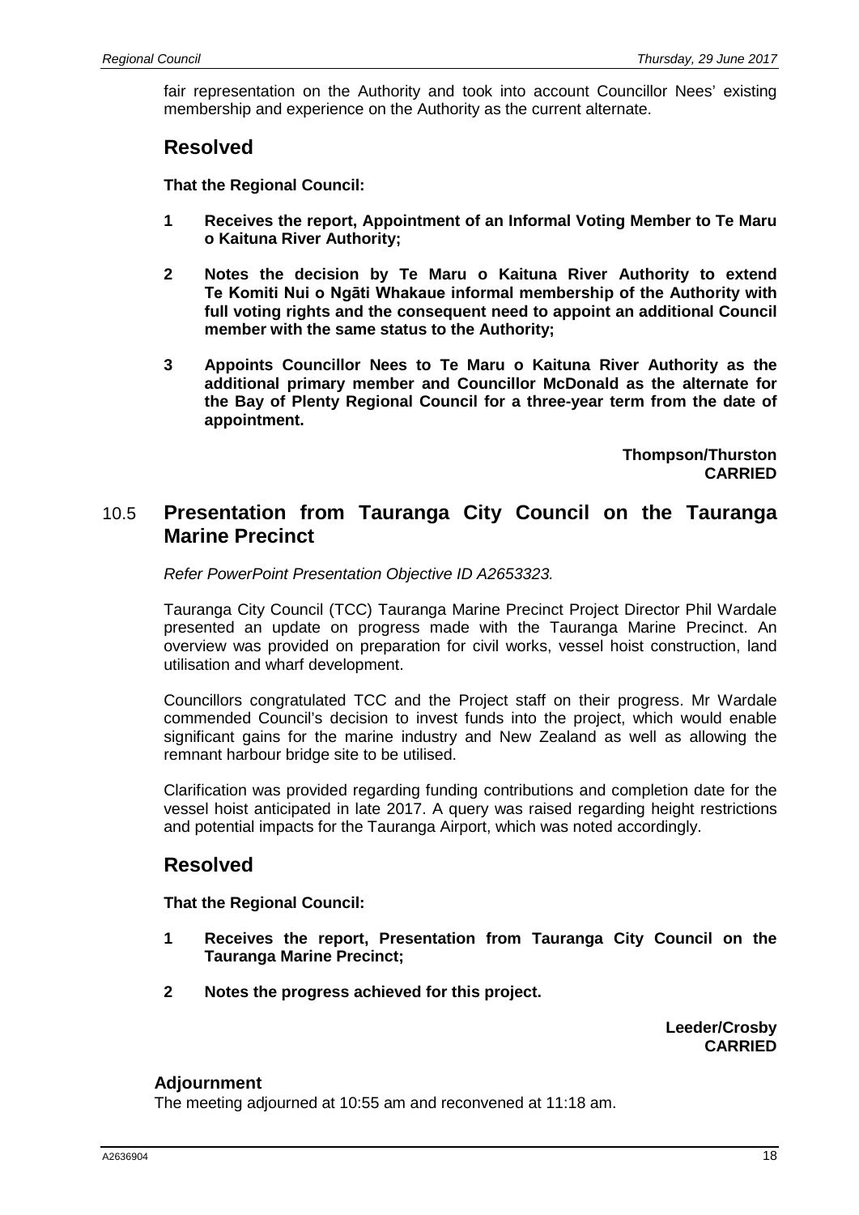fair representation on the Authority and took into account Councillor Nees' existing membership and experience on the Authority as the current alternate.

## Resolved

**That the Regional Council:**

**1 Receives the report, Appointment of an Informal Voting Member to Te Maru o Kaituna River Authority;**

**2 Notes the decision by Te Maru o Kaituna River Authority to extend Te Komiti Nui o Ngāti Whakaue informal membership of the Authority with full voting rights and the consequent need to appoint an additional Council member with the same status to the Authority;**

**3 Appoints Councillor Nees to Te Maru o Kaituna River Authority as the additional primary member and Councillor McDonald as the alternate for the Bay of Plenty Regional Council for a three-year term from the date of appointment.**

**Thompson/Thurston**
**CARRIED**

## 10.5 Presentation from Tauranga City Council on the Tauranga Marine Precinct

*Refer PowerPoint Presentation Objective ID A2653323.*

Tauranga City Council (TCC) Tauranga Marine Precinct Project Director Phil Wardale presented an update on progress made with the Tauranga Marine Precinct. An overview was provided on preparation for civil works, vessel hoist construction, land utilisation and wharf development.

Councillors congratulated TCC and the Project staff on their progress. Mr Wardale commended Council's decision to invest funds into the project, which would enable significant gains for the marine industry and New Zealand as well as allowing the remnant harbour bridge site to be utilised.

Clarification was provided regarding funding contributions and completion date for the vessel hoist anticipated in late 2017. A query was raised regarding height restrictions and potential impacts for the Tauranga Airport, which was noted accordingly.

## Resolved

**That the Regional Council:**

**1 Receives the report, Presentation from Tauranga City Council on the Tauranga Marine Precinct;**

**2 Notes the progress achieved for this project.**

**Leeder/Crosby**
**CARRIED**

### Adjournment

The meeting adjourned at 10:55 am and reconvened at 11:18 am.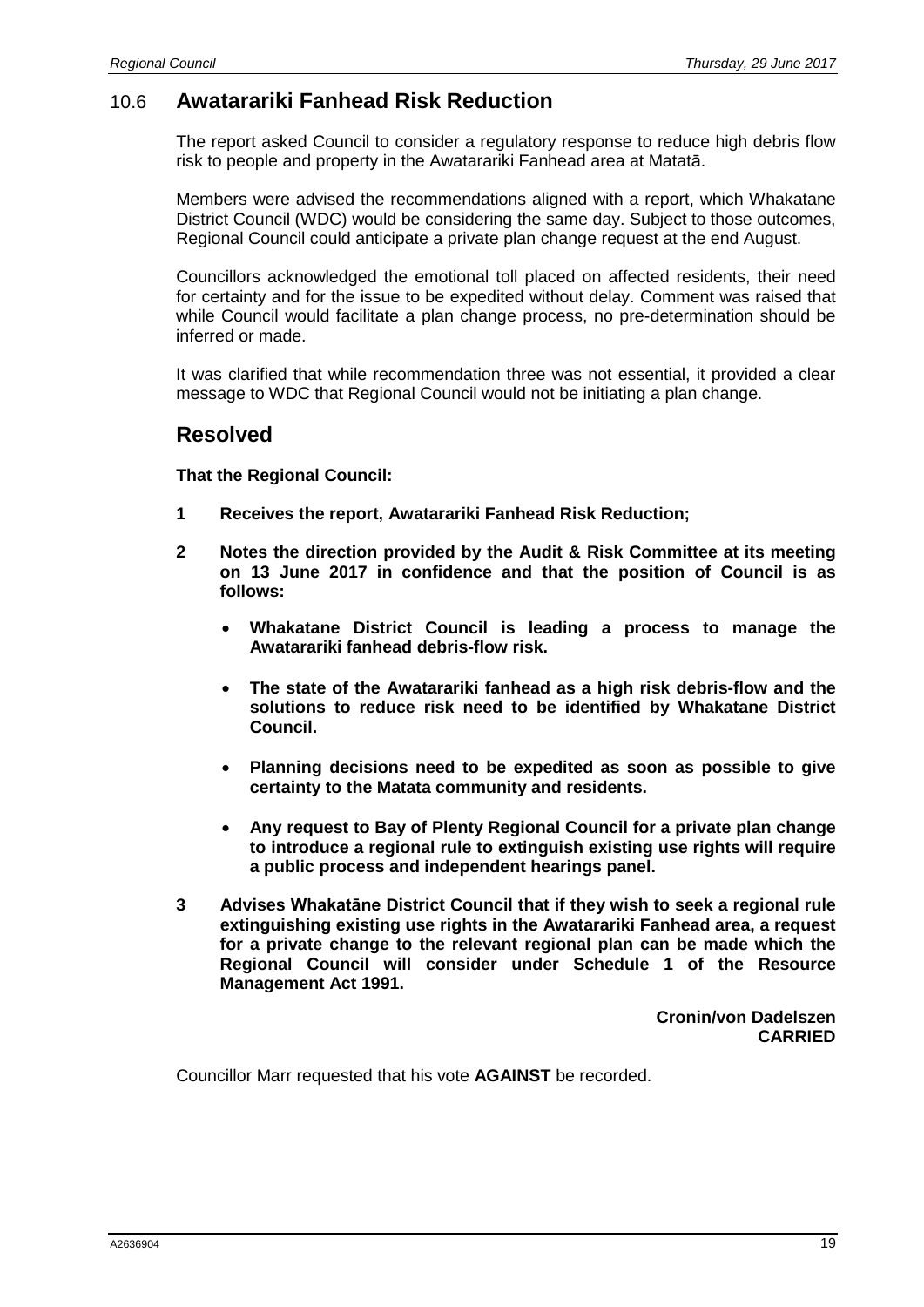## 10.6 Awatarariki Fanhead Risk Reduction

The report asked Council to consider a regulatory response to reduce high debris flow risk to people and property in the Awatarariki Fanhead area at Matatā.

Members were advised the recommendations aligned with a report, which Whakatane District Council (WDC) would be considering the same day. Subject to those outcomes, Regional Council could anticipate a private plan change request at the end August.

Councillors acknowledged the emotional toll placed on affected residents, their need for certainty and for the issue to be expedited without delay. Comment was raised that while Council would facilitate a plan change process, no pre-determination should be inferred or made.

It was clarified that while recommendation three was not essential, it provided a clear message to WDC that Regional Council would not be initiating a plan change.

## Resolved

**That the Regional Council:**

**1 Receives the report, Awatarariki Fanhead Risk Reduction;**

**2 Notes the direction provided by the Audit & Risk Committee at its meeting on 13 June 2017 in confidence and that the position of Council is as follows:**

- **Whakatane District Council is leading a process to manage the Awatarariki fanhead debris-flow risk.**
- **The state of the Awatarariki fanhead as a high risk debris-flow and the solutions to reduce risk need to be identified by Whakatane District Council.**
- **Planning decisions need to be expedited as soon as possible to give certainty to the Matata community and residents.**
- **Any request to Bay of Plenty Regional Council for a private plan change to introduce a regional rule to extinguish existing use rights will require a public process and independent hearings panel.**

**3 Advises Whakatāne District Council that if they wish to seek a regional rule extinguishing existing use rights in the Awatarariki Fanhead area, a request for a private change to the relevant regional plan can be made which the Regional Council will consider under Schedule 1 of the Resource Management Act 1991.**

**Cronin/von Dadelszen**
**CARRIED**

Councillor Marr requested that his vote **AGAINST** be recorded.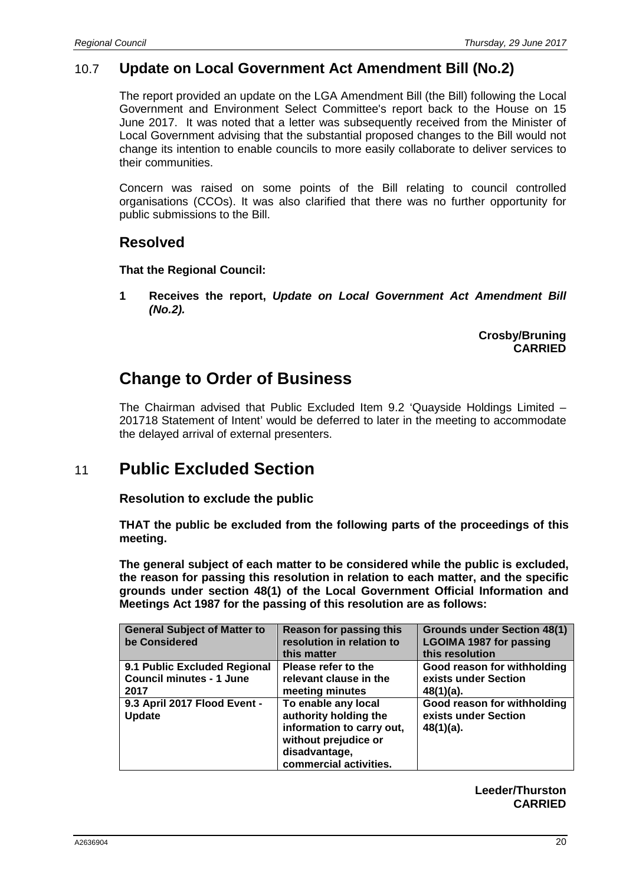## 10.7 Update on Local Government Act Amendment Bill (No.2)

The report provided an update on the LGA Amendment Bill (the Bill) following the Local Government and Environment Select Committee's report back to the House on 15 June 2017. It was noted that a letter was subsequently received from the Minister of Local Government advising that the substantial proposed changes to the Bill would not change its intention to enable councils to more easily collaborate to deliver services to their communities.

Concern was raised on some points of the Bill relating to council controlled organisations (CCOs). It was also clarified that there was no further opportunity for public submissions to the Bill.

### Resolved

**That the Regional Council:**

**1 Receives the report, *Update on Local Government Act Amendment Bill (No.2).***

**Crosby/Bruning**
**CARRIED**

# Change to Order of Business

The Chairman advised that Public Excluded Item 9.2 'Quayside Holdings Limited – 201718 Statement of Intent' would be deferred to later in the meeting to accommodate the delayed arrival of external presenters.

# 11 Public Excluded Section

### Resolution to exclude the public

**THAT the public be excluded from the following parts of the proceedings of this meeting.**

**The general subject of each matter to be considered while the public is excluded, the reason for passing this resolution in relation to each matter, and the specific grounds under section 48(1) of the Local Government Official Information and Meetings Act 1987 for the passing of this resolution are as follows:**

| General Subject of Matter to be Considered | Reason for passing this resolution in relation to this matter | Grounds under Section 48(1) LGOIMA 1987 for passing this resolution |
|---|---|---|
| 9.1 Public Excluded Regional Council minutes - 1 June 2017 | Please refer to the relevant clause in the meeting minutes | Good reason for withholding exists under Section 48(1)(a). |
| 9.3 April 2017 Flood Event - Update | To enable any local authority holding the information to carry out, without prejudice or disadvantage, commercial activities. | Good reason for withholding exists under Section 48(1)(a). |

**Leeder/Thurston**
**CARRIED**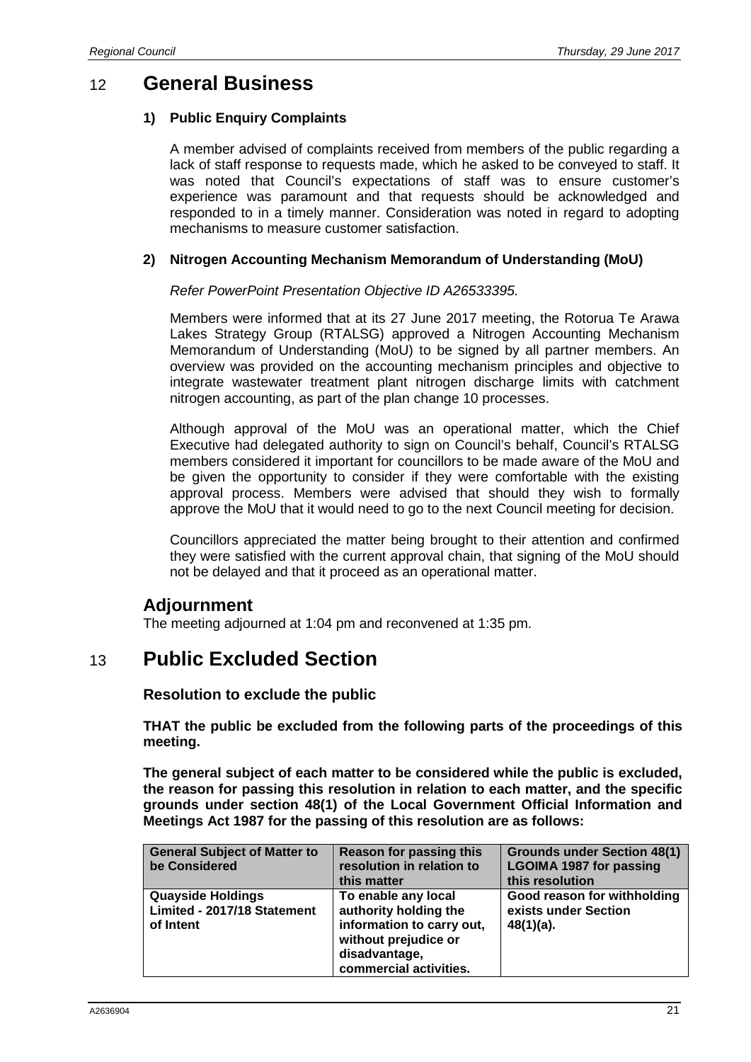## 12 General Business

### 1) Public Enquiry Complaints

A member advised of complaints received from members of the public regarding a lack of staff response to requests made, which he asked to be conveyed to staff. It was noted that Council's expectations of staff was to ensure customer's experience was paramount and that requests should be acknowledged and responded to in a timely manner. Consideration was noted in regard to adopting mechanisms to measure customer satisfaction.

### 2) Nitrogen Accounting Mechanism Memorandum of Understanding (MoU)

*Refer PowerPoint Presentation Objective ID A26533395.*

Members were informed that at its 27 June 2017 meeting, the Rotorua Te Arawa Lakes Strategy Group (RTALSG) approved a Nitrogen Accounting Mechanism Memorandum of Understanding (MoU) to be signed by all partner members. An overview was provided on the accounting mechanism principles and objective to integrate wastewater treatment plant nitrogen discharge limits with catchment nitrogen accounting, as part of the plan change 10 processes.

Although approval of the MoU was an operational matter, which the Chief Executive had delegated authority to sign on Council's behalf, Council's RTALSG members considered it important for councillors to be made aware of the MoU and be given the opportunity to consider if they were comfortable with the existing approval process. Members were advised that should they wish to formally approve the MoU that it would need to go to the next Council meeting for decision.

Councillors appreciated the matter being brought to their attention and confirmed they were satisfied with the current approval chain, that signing of the MoU should not be delayed and that it proceed as an operational matter.

## Adjournment

The meeting adjourned at 1:04 pm and reconvened at 1:35 pm.

## 13 Public Excluded Section

### Resolution to exclude the public

**THAT the public be excluded from the following parts of the proceedings of this meeting.**

**The general subject of each matter to be considered while the public is excluded, the reason for passing this resolution in relation to each matter, and the specific grounds under section 48(1) of the Local Government Official Information and Meetings Act 1987 for the passing of this resolution are as follows:**

| General Subject of Matter to be Considered | Reason for passing this resolution in relation to this matter | Grounds under Section 48(1) LGOIMA 1987 for passing this resolution |
|---|---|---|
| **Quayside Holdings Limited - 2017/18 Statement of Intent** | **To enable any local authority holding the information to carry out, without prejudice or disadvantage, commercial activities.** | **Good reason for withholding exists under Section 48(1)(a).** |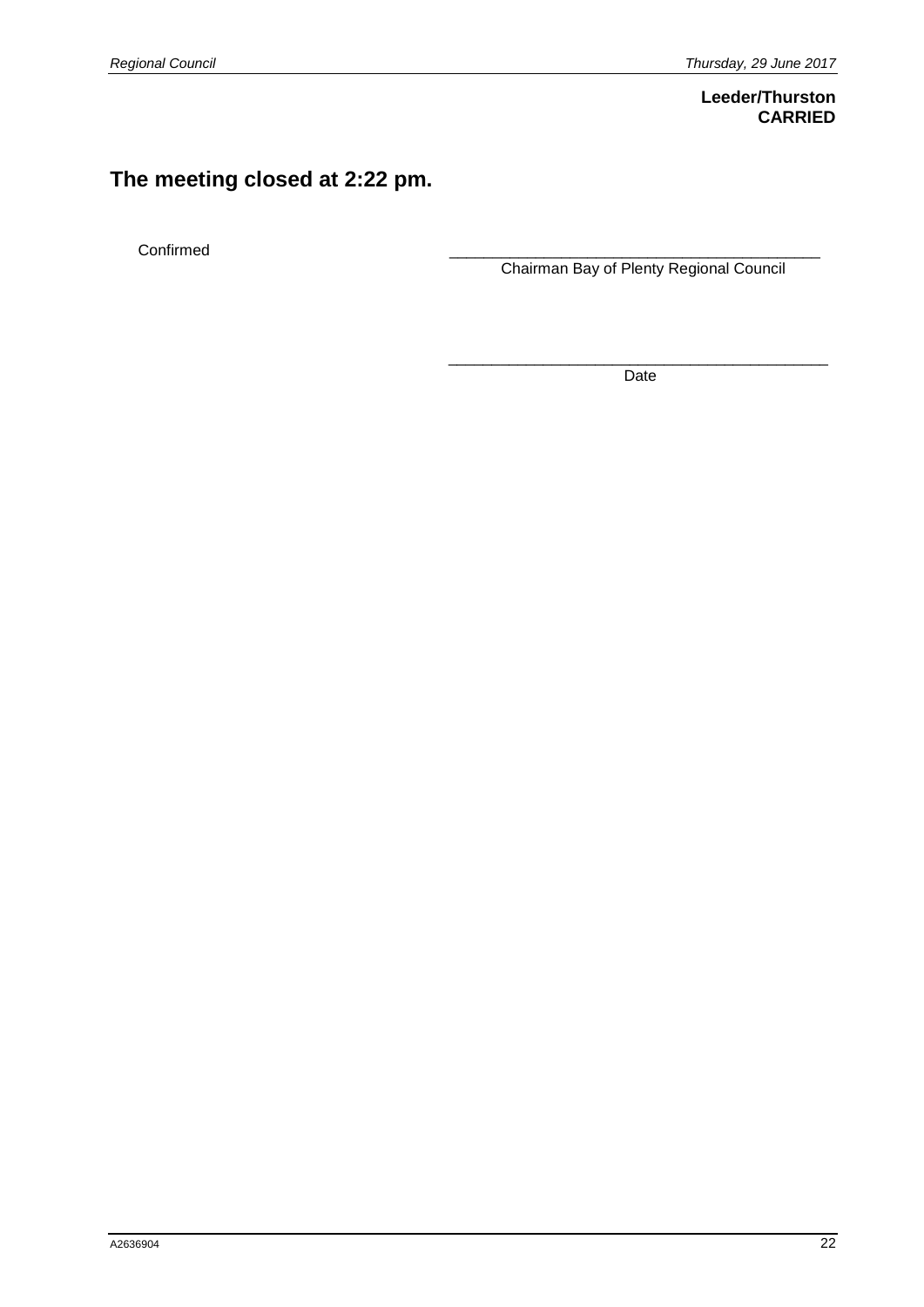**Leeder/Thurston**
**CARRIED**

## The meeting closed at 2:22 pm.

Confirmed

\_\_\_\_\_\_\_\_\_\_\_\_\_\_\_\_\_\_\_\_\_\_\_\_\_\_\_\_\_\_\_\_\_\_\_\_\_\_\_\_\_\_\_\_

Chairman Bay of Plenty Regional Council

\_\_\_\_\_\_\_\_\_\_\_\_\_\_\_\_\_\_\_\_\_\_\_\_\_\_\_\_\_\_\_\_\_\_\_\_\_\_\_\_\_\_\_\_

Date